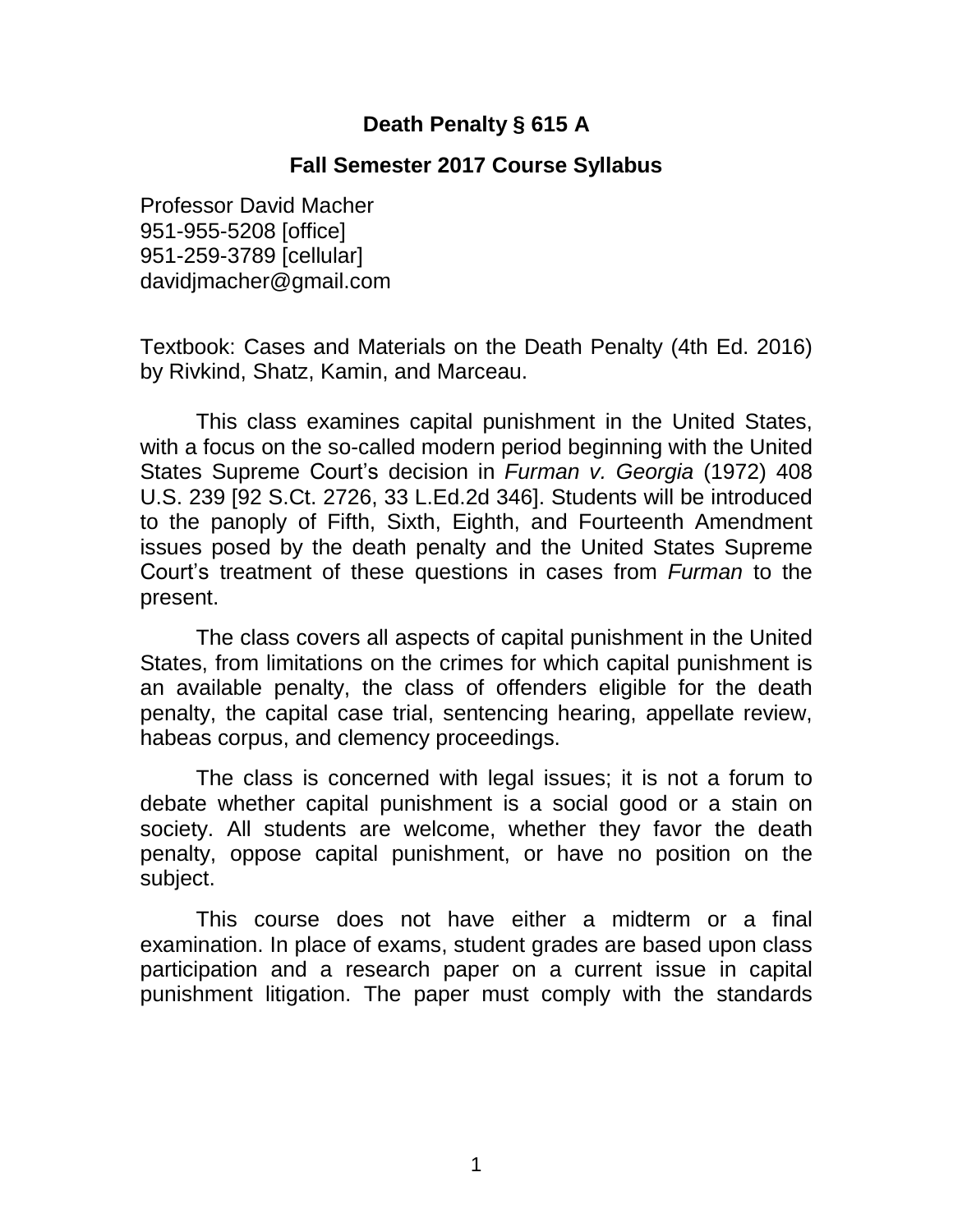**Death Penalty § 615 A**

**Fall Semester 2017 Course Syllabus**

Professor David Macher
951-955-5208 [office]
951-259-3789 [cellular]
davidjmacher@gmail.com

Textbook: Cases and Materials on the Death Penalty (4th Ed. 2016) by Rivkind, Shatz, Kamin, and Marceau.

This class examines capital punishment in the United States, with a focus on the so-called modern period beginning with the United States Supreme Court's decision in *Furman v. Georgia* (1972) 408 U.S. 239 [92 S.Ct. 2726, 33 L.Ed.2d 346]. Students will be introduced to the panoply of Fifth, Sixth, Eighth, and Fourteenth Amendment issues posed by the death penalty and the United States Supreme Court's treatment of these questions in cases from *Furman* to the present.

The class covers all aspects of capital punishment in the United States, from limitations on the crimes for which capital punishment is an available penalty, the class of offenders eligible for the death penalty, the capital case trial, sentencing hearing, appellate review, habeas corpus, and clemency proceedings.

The class is concerned with legal issues; it is not a forum to debate whether capital punishment is a social good or a stain on society. All students are welcome, whether they favor the death penalty, oppose capital punishment, or have no position on the subject.

This course does not have either a midterm or a final examination. In place of exams, student grades are based upon class participation and a research paper on a current issue in capital punishment litigation. The paper must comply with the standards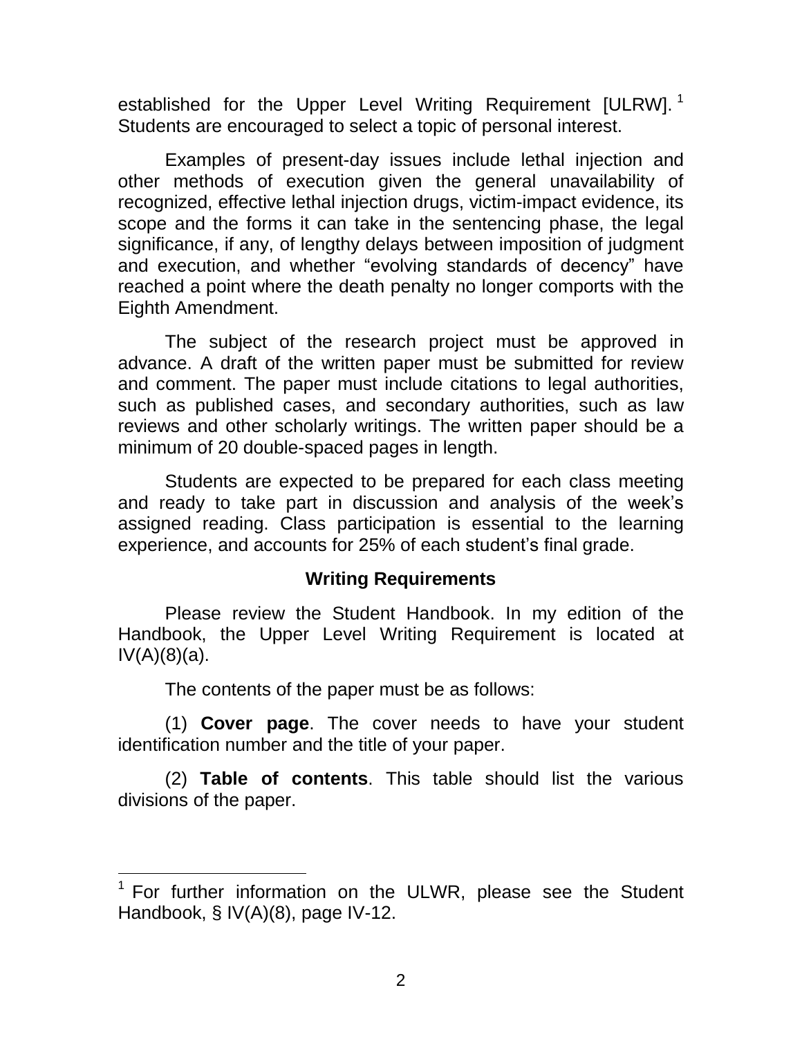established for the Upper Level Writing Requirement [ULRW].[1] Students are encouraged to select a topic of personal interest.

Examples of present-day issues include lethal injection and other methods of execution given the general unavailability of recognized, effective lethal injection drugs, victim-impact evidence, its scope and the forms it can take in the sentencing phase, the legal significance, if any, of lengthy delays between imposition of judgment and execution, and whether "evolving standards of decency" have reached a point where the death penalty no longer comports with the Eighth Amendment.

The subject of the research project must be approved in advance. A draft of the written paper must be submitted for review and comment. The paper must include citations to legal authorities, such as published cases, and secondary authorities, such as law reviews and other scholarly writings. The written paper should be a minimum of 20 double-spaced pages in length.

Students are expected to be prepared for each class meeting and ready to take part in discussion and analysis of the week's assigned reading. Class participation is essential to the learning experience, and accounts for 25% of each student's final grade.

## Writing Requirements

Please review the Student Handbook. In my edition of the Handbook, the Upper Level Writing Requirement is located at IV(A)(8)(a).

The contents of the paper must be as follows:

(1) **Cover page**. The cover needs to have your student identification number and the title of your paper.

(2) **Table of contents**. This table should list the various divisions of the paper.

---

[1] For further information on the ULWR, please see the Student Handbook, § IV(A)(8), page IV-12.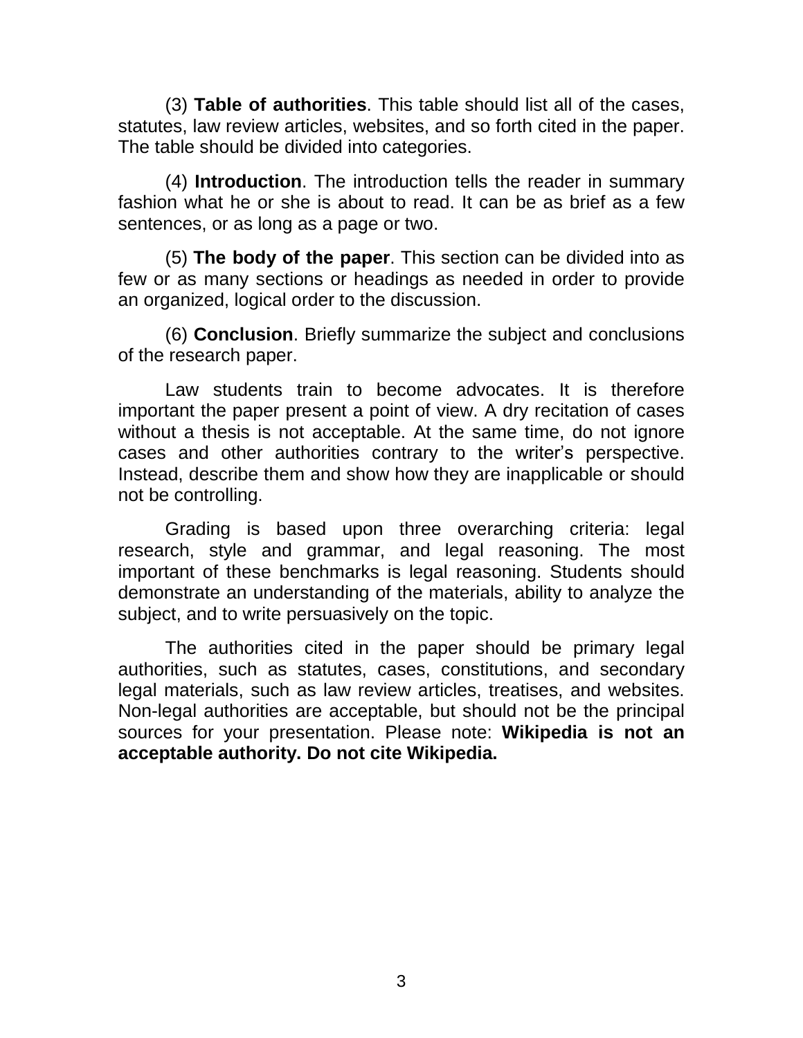(3) **Table of authorities**. This table should list all of the cases, statutes, law review articles, websites, and so forth cited in the paper. The table should be divided into categories.

(4) **Introduction**. The introduction tells the reader in summary fashion what he or she is about to read. It can be as brief as a few sentences, or as long as a page or two.

(5) **The body of the paper**. This section can be divided into as few or as many sections or headings as needed in order to provide an organized, logical order to the discussion.

(6) **Conclusion**. Briefly summarize the subject and conclusions of the research paper.

Law students train to become advocates. It is therefore important the paper present a point of view. A dry recitation of cases without a thesis is not acceptable. At the same time, do not ignore cases and other authorities contrary to the writer's perspective. Instead, describe them and show how they are inapplicable or should not be controlling.

Grading is based upon three overarching criteria: legal research, style and grammar, and legal reasoning. The most important of these benchmarks is legal reasoning. Students should demonstrate an understanding of the materials, ability to analyze the subject, and to write persuasively on the topic.

The authorities cited in the paper should be primary legal authorities, such as statutes, cases, constitutions, and secondary legal materials, such as law review articles, treatises, and websites. Non-legal authorities are acceptable, but should not be the principal sources for your presentation. Please note: **Wikipedia is not an acceptable authority. Do not cite Wikipedia.**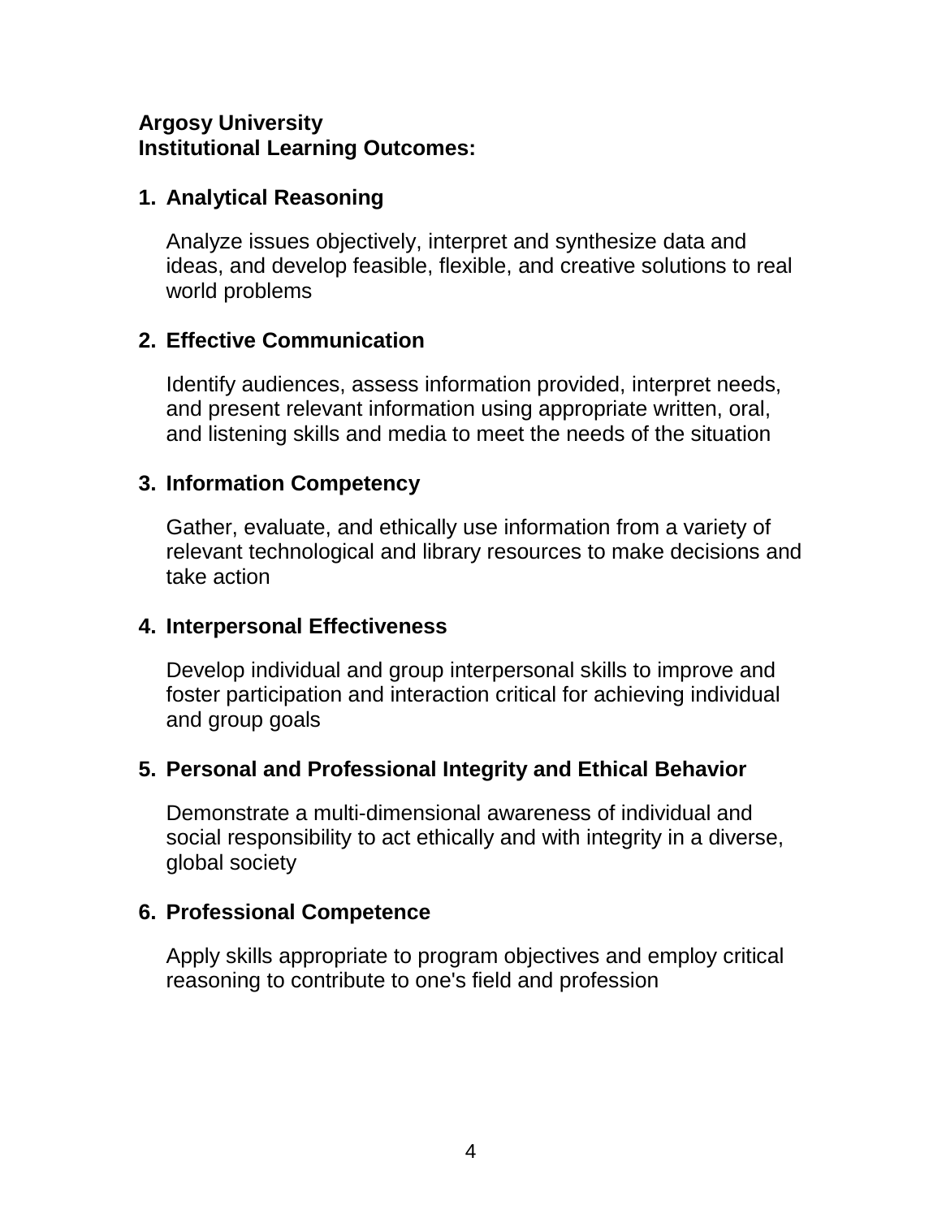**Argosy University**
**Institutional Learning Outcomes:**

1. **Analytical Reasoning**

   Analyze issues objectively, interpret and synthesize data and ideas, and develop feasible, flexible, and creative solutions to real world problems

2. **Effective Communication**

   Identify audiences, assess information provided, interpret needs, and present relevant information using appropriate written, oral, and listening skills and media to meet the needs of the situation

3. **Information Competency**

   Gather, evaluate, and ethically use information from a variety of relevant technological and library resources to make decisions and take action

4. **Interpersonal Effectiveness**

   Develop individual and group interpersonal skills to improve and foster participation and interaction critical for achieving individual and group goals

5. **Personal and Professional Integrity and Ethical Behavior**

   Demonstrate a multi-dimensional awareness of individual and social responsibility to act ethically and with integrity in a diverse, global society

6. **Professional Competence**

   Apply skills appropriate to program objectives and employ critical reasoning to contribute to one's field and profession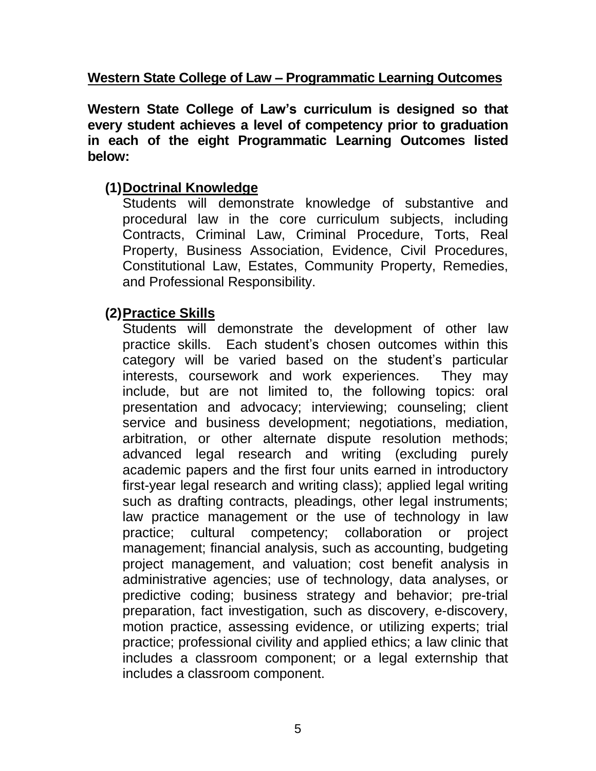**<u>Western State College of Law – Programmatic Learning Outcomes</u>**

**Western State College of Law's curriculum is designed so that every student achieves a level of competency prior to graduation in each of the eight Programmatic Learning Outcomes listed below:**

**(1) <u>Doctrinal Knowledge</u>**

Students will demonstrate knowledge of substantive and procedural law in the core curriculum subjects, including Contracts, Criminal Law, Criminal Procedure, Torts, Real Property, Business Association, Evidence, Civil Procedures, Constitutional Law, Estates, Community Property, Remedies, and Professional Responsibility.

**(2) <u>Practice Skills</u>**

Students will demonstrate the development of other law practice skills. Each student's chosen outcomes within this category will be varied based on the student's particular interests, coursework and work experiences. They may include, but are not limited to, the following topics: oral presentation and advocacy; interviewing; counseling; client service and business development; negotiations, mediation, arbitration, or other alternate dispute resolution methods; advanced legal research and writing (excluding purely academic papers and the first four units earned in introductory first-year legal research and writing class); applied legal writing such as drafting contracts, pleadings, other legal instruments; law practice management or the use of technology in law practice; cultural competency; collaboration or project management; financial analysis, such as accounting, budgeting project management, and valuation; cost benefit analysis in administrative agencies; use of technology, data analyses, or predictive coding; business strategy and behavior; pre-trial preparation, fact investigation, such as discovery, e-discovery, motion practice, assessing evidence, or utilizing experts; trial practice; professional civility and applied ethics; a law clinic that includes a classroom component; or a legal externship that includes a classroom component.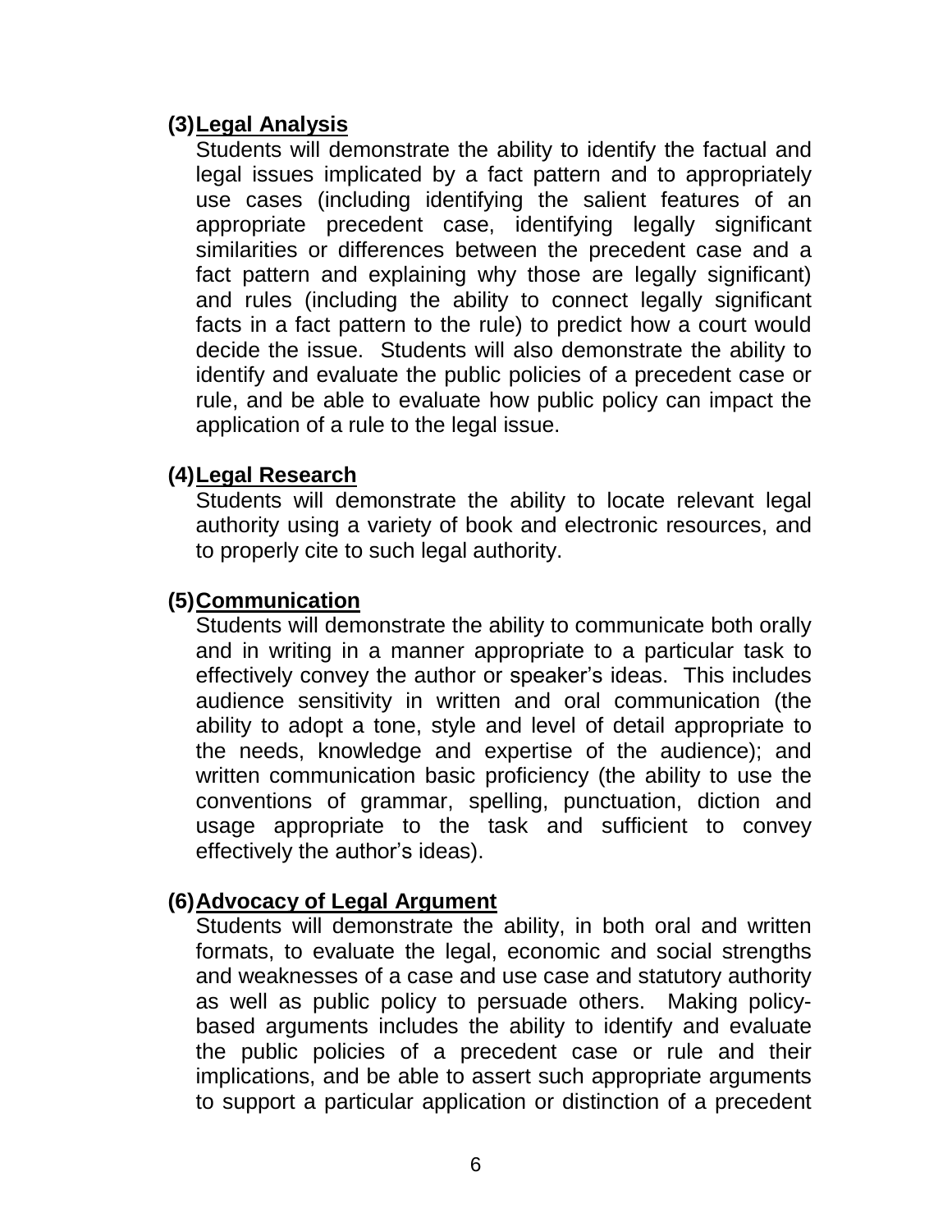**(3) Legal Analysis**

Students will demonstrate the ability to identify the factual and legal issues implicated by a fact pattern and to appropriately use cases (including identifying the salient features of an appropriate precedent case, identifying legally significant similarities or differences between the precedent case and a fact pattern and explaining why those are legally significant) and rules (including the ability to connect legally significant facts in a fact pattern to the rule) to predict how a court would decide the issue. Students will also demonstrate the ability to identify and evaluate the public policies of a precedent case or rule, and be able to evaluate how public policy can impact the application of a rule to the legal issue.

**(4) Legal Research**

Students will demonstrate the ability to locate relevant legal authority using a variety of book and electronic resources, and to properly cite to such legal authority.

**(5) Communication**

Students will demonstrate the ability to communicate both orally and in writing in a manner appropriate to a particular task to effectively convey the author or speaker's ideas. This includes audience sensitivity in written and oral communication (the ability to adopt a tone, style and level of detail appropriate to the needs, knowledge and expertise of the audience); and written communication basic proficiency (the ability to use the conventions of grammar, spelling, punctuation, diction and usage appropriate to the task and sufficient to convey effectively the author's ideas).

**(6) Advocacy of Legal Argument**

Students will demonstrate the ability, in both oral and written formats, to evaluate the legal, economic and social strengths and weaknesses of a case and use case and statutory authority as well as public policy to persuade others. Making policy-based arguments includes the ability to identify and evaluate the public policies of a precedent case or rule and their implications, and be able to assert such appropriate arguments to support a particular application or distinction of a precedent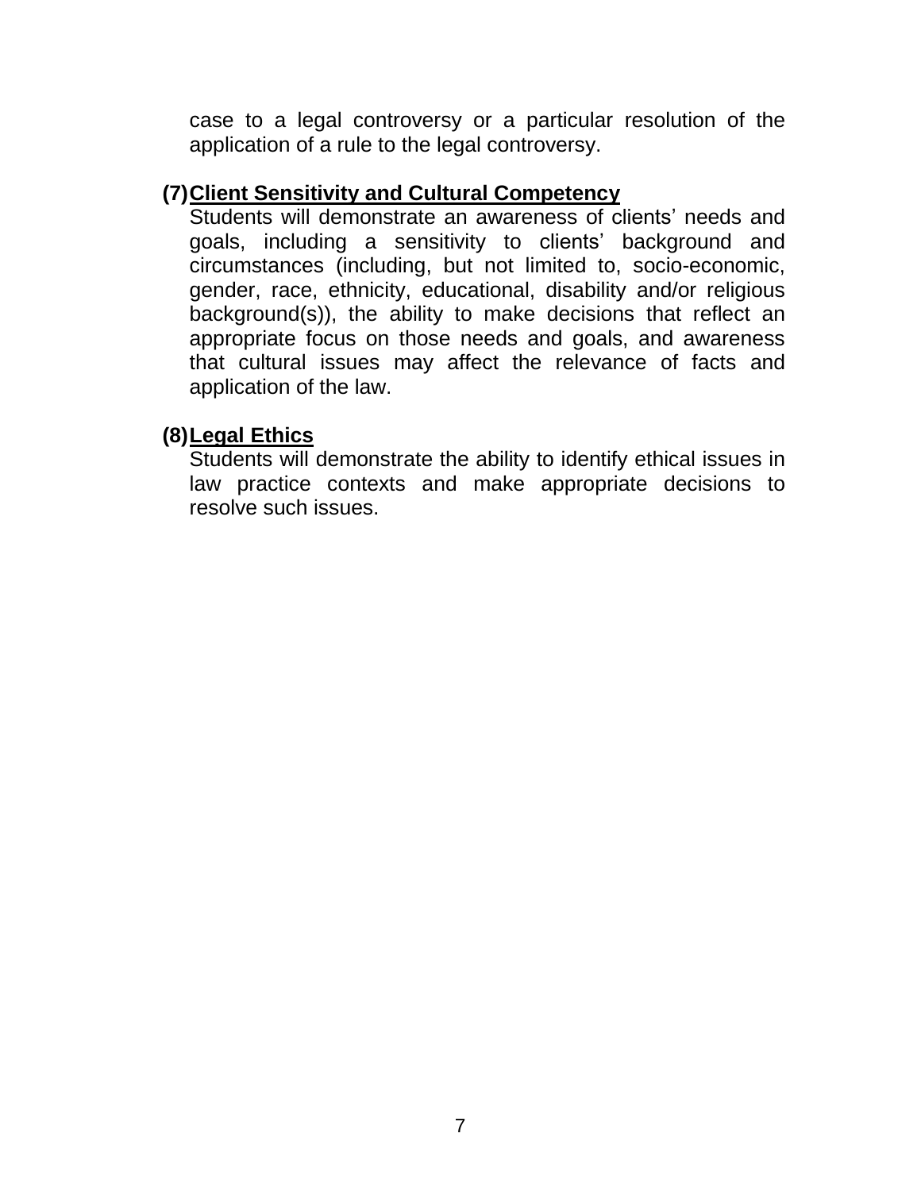case to a legal controversy or a particular resolution of the application of a rule to the legal controversy.

**(7)** **Client Sensitivity and Cultural Competency**

Students will demonstrate an awareness of clients' needs and goals, including a sensitivity to clients' background and circumstances (including, but not limited to, socio-economic, gender, race, ethnicity, educational, disability and/or religious background(s)), the ability to make decisions that reflect an appropriate focus on those needs and goals, and awareness that cultural issues may affect the relevance of facts and application of the law.

**(8)** **Legal Ethics**

Students will demonstrate the ability to identify ethical issues in law practice contexts and make appropriate decisions to resolve such issues.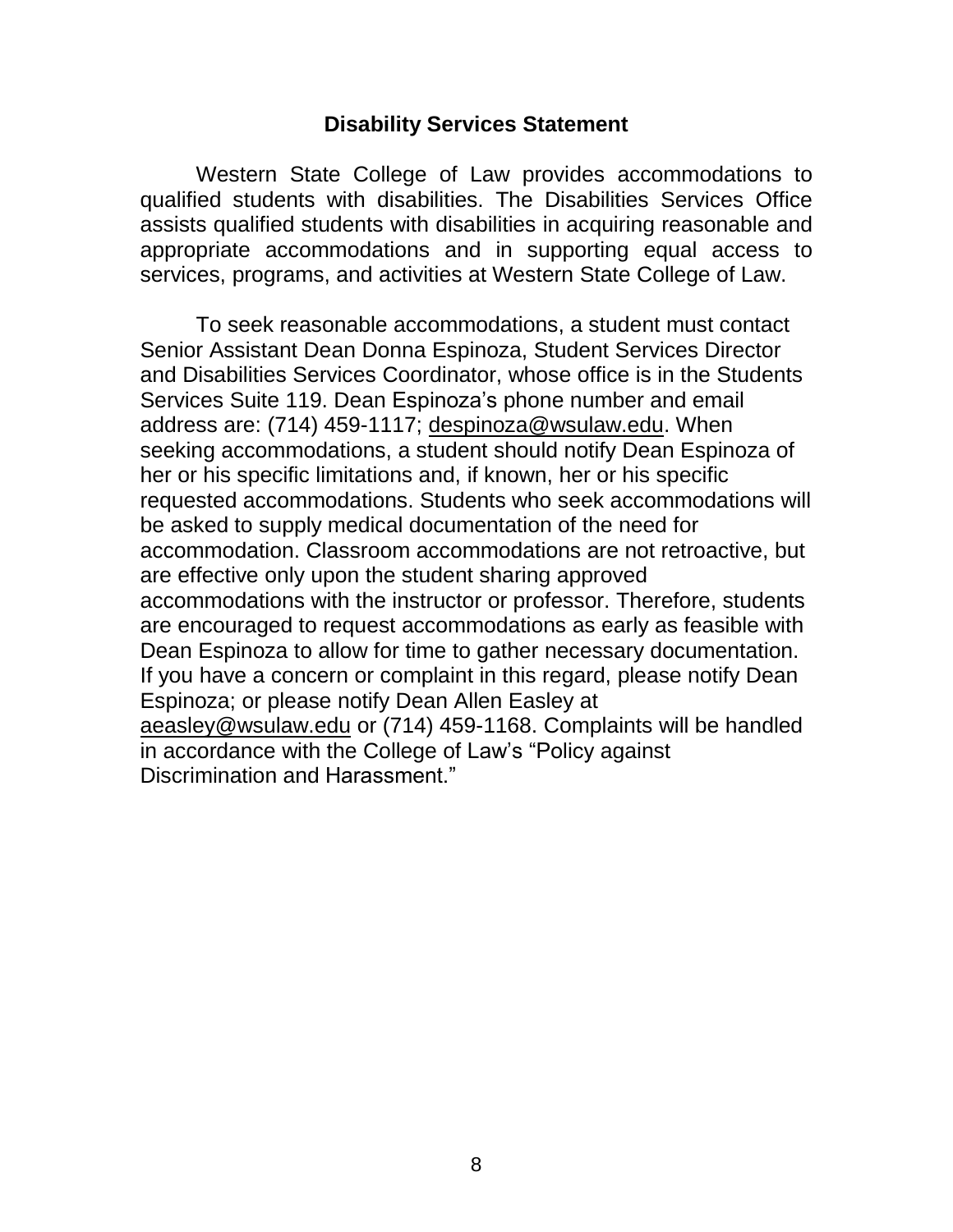## Disability Services Statement

Western State College of Law provides accommodations to qualified students with disabilities. The Disabilities Services Office assists qualified students with disabilities in acquiring reasonable and appropriate accommodations and in supporting equal access to services, programs, and activities at Western State College of Law.

To seek reasonable accommodations, a student must contact Senior Assistant Dean Donna Espinoza, Student Services Director and Disabilities Services Coordinator, whose office is in the Students Services Suite 119. Dean Espinoza's phone number and email address are: (714) 459-1117; despinoza@wsulaw.edu. When seeking accommodations, a student should notify Dean Espinoza of her or his specific limitations and, if known, her or his specific requested accommodations. Students who seek accommodations will be asked to supply medical documentation of the need for accommodation. Classroom accommodations are not retroactive, but are effective only upon the student sharing approved accommodations with the instructor or professor. Therefore, students are encouraged to request accommodations as early as feasible with Dean Espinoza to allow for time to gather necessary documentation. If you have a concern or complaint in this regard, please notify Dean Espinoza; or please notify Dean Allen Easley at aeasley@wsulaw.edu or (714) 459-1168. Complaints will be handled in accordance with the College of Law's "Policy against Discrimination and Harassment."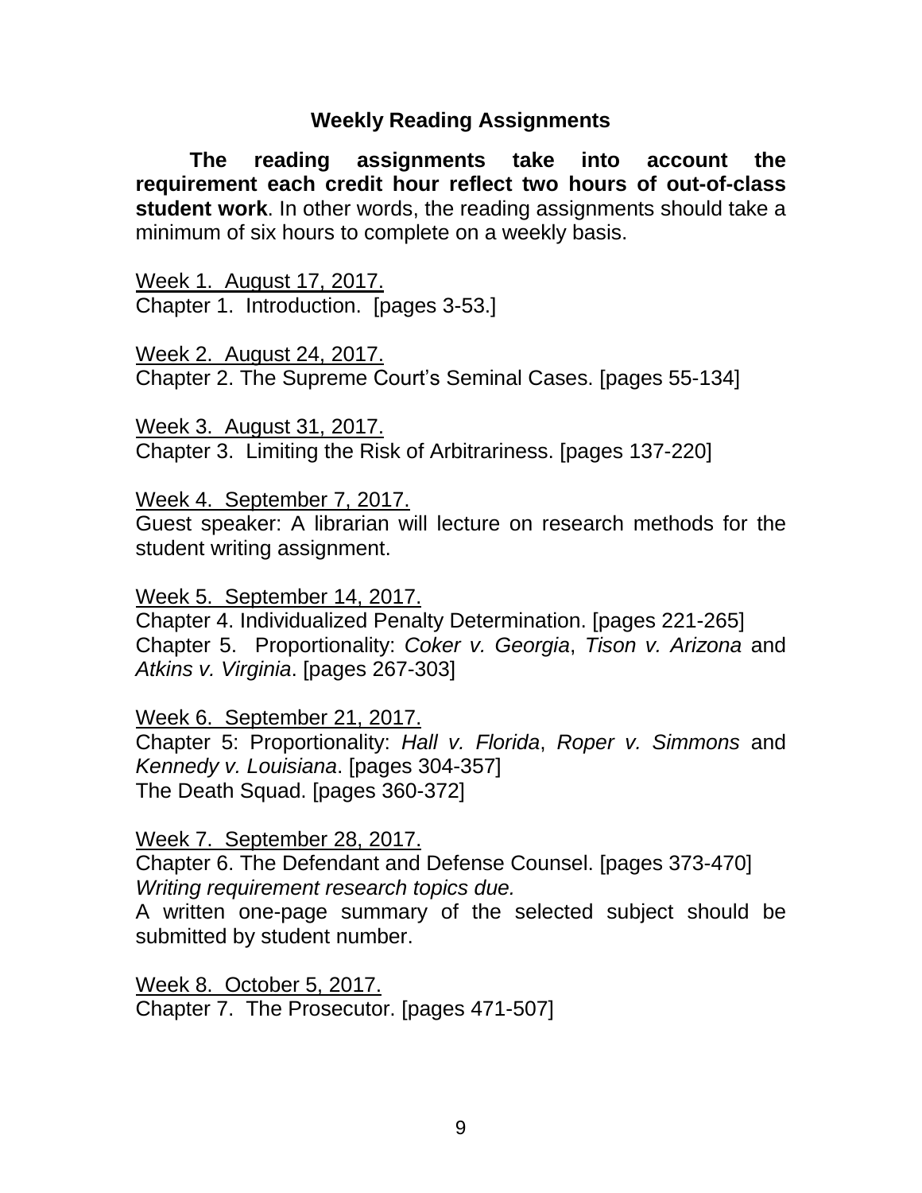## Weekly Reading Assignments

**The reading assignments take into account the requirement each credit hour reflect two hours of out-of-class student work**. In other words, the reading assignments should take a minimum of six hours to complete on a weekly basis.

<u>Week 1. August 17, 2017.</u>
Chapter 1. Introduction. [pages 3-53.]

<u>Week 2. August 24, 2017.</u>
Chapter 2. The Supreme Court's Seminal Cases. [pages 55-134]

<u>Week 3. August 31, 2017.</u>
Chapter 3. Limiting the Risk of Arbitrariness. [pages 137-220]

<u>Week 4. September 7, 2017.</u>
Guest speaker: A librarian will lecture on research methods for the student writing assignment.

<u>Week 5. September 14, 2017.</u>
Chapter 4. Individualized Penalty Determination. [pages 221-265]
Chapter 5. Proportionality: *Coker v. Georgia*, *Tison v. Arizona* and *Atkins v. Virginia*. [pages 267-303]

<u>Week 6. September 21, 2017.</u>
Chapter 5: Proportionality: *Hall v. Florida*, *Roper v. Simmons* and *Kennedy v. Louisiana*. [pages 304-357]
The Death Squad. [pages 360-372]

<u>Week 7. September 28, 2017.</u>
Chapter 6. The Defendant and Defense Counsel. [pages 373-470]
*Writing requirement research topics due.*
A written one-page summary of the selected subject should be submitted by student number.

<u>Week 8. October 5, 2017.</u>
Chapter 7. The Prosecutor. [pages 471-507]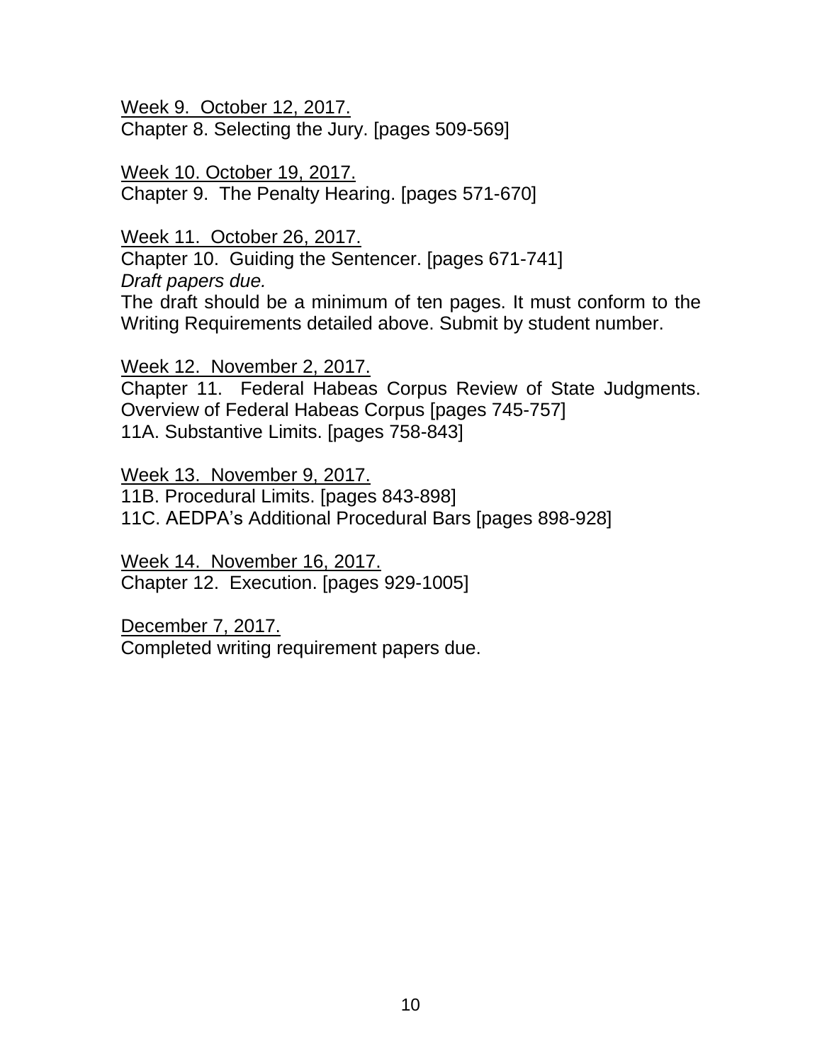<u>Week 9. October 12, 2017.</u>
Chapter 8. Selecting the Jury. [pages 509-569]

<u>Week 10. October 19, 2017.</u>
Chapter 9. The Penalty Hearing. [pages 571-670]

<u>Week 11. October 26, 2017.</u>
Chapter 10. Guiding the Sentencer. [pages 671-741]
*Draft papers due.*
The draft should be a minimum of ten pages. It must conform to the Writing Requirements detailed above. Submit by student number.

<u>Week 12. November 2, 2017.</u>
Chapter 11. Federal Habeas Corpus Review of State Judgments. Overview of Federal Habeas Corpus [pages 745-757]
11A. Substantive Limits. [pages 758-843]

<u>Week 13. November 9, 2017.</u>
11B. Procedural Limits. [pages 843-898]
11C. AEDPA's Additional Procedural Bars [pages 898-928]

<u>Week 14. November 16, 2017.</u>
Chapter 12. Execution. [pages 929-1005]

<u>December 7, 2017.</u>
Completed writing requirement papers due.